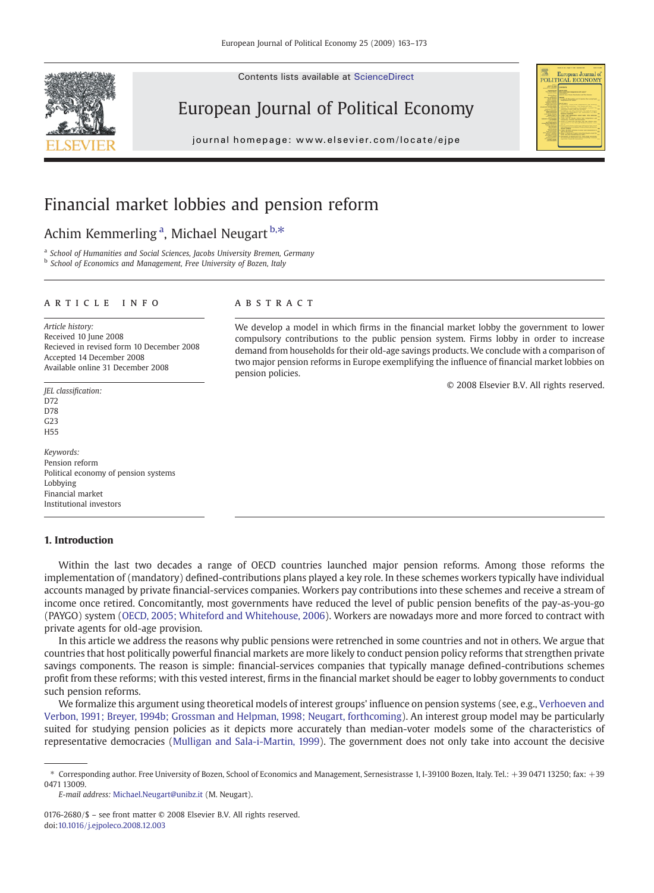# Financial market lobbies and pension reform

Achim Kemmerling [a], Michael Neugart [b,*]

[a] School of Humanities and Social Sciences, Jacobs University Bremen, Germany
[b] School of Economics and Management, Free University of Bozen, Italy

## ARTICLE INFO

*Article history:*
Received 10 June 2008
Recieved in revised form 10 December 2008
Accepted 14 December 2008
Available online 31 December 2008

*JEL classification:*
D72
D78
G23
H55

*Keywords:*
Pension reform
Political economy of pension systems
Lobbying
Financial market
Institutional investors

## ABSTRACT

We develop a model in which firms in the financial market lobby the government to lower compulsory contributions to the public pension system. Firms lobby in order to increase demand from households for their old-age savings products. We conclude with a comparison of two major pension reforms in Europe exemplifying the influence of financial market lobbies on pension policies.

© 2008 Elsevier B.V. All rights reserved.

## 1. Introduction

Within the last two decades a range of OECD countries launched major pension reforms. Among those reforms the implementation of (mandatory) defined-contributions plans played a key role. In these schemes workers typically have individual accounts managed by private financial-services companies. Workers pay contributions into these schemes and receive a stream of income once retired. Concomitantly, most governments have reduced the level of public pension benefits of the pay-as-you-go (PAYGO) system (OECD, 2005; Whiteford and Whitehouse, 2006). Workers are nowadays more and more forced to contract with private agents for old-age provision.

In this article we address the reasons why public pensions were retrenched in some countries and not in others. We argue that countries that host politically powerful financial markets are more likely to conduct pension policy reforms that strengthen private savings components. The reason is simple: financial-services companies that typically manage defined-contributions schemes profit from these reforms; with this vested interest, firms in the financial market should be eager to lobby governments to conduct such pension reforms.

We formalize this argument using theoretical models of interest groups' influence on pension systems (see, e.g., Verhoeven and Verbon, 1991; Breyer, 1994b; Grossman and Helpman, 1998; Neugart, forthcoming). An interest group model may be particularly suited for studying pension policies as it depicts more accurately than median-voter models some of the characteristics of representative democracies (Mulligan and Sala-i-Martin, 1999). The government does not only take into account the decisive

---

* Corresponding author. Free University of Bozen, School of Economics and Management, Sernesistrasse 1, I-39100 Bozen, Italy. Tel.: +39 0471 13250; fax: +39 0471 13009.
*E-mail address:* Michael.Neugart@unibz.it (M. Neugart).

0176-2680/$ – see front matter © 2008 Elsevier B.V. All rights reserved.
doi:10.1016/j.ejpoleco.2008.12.003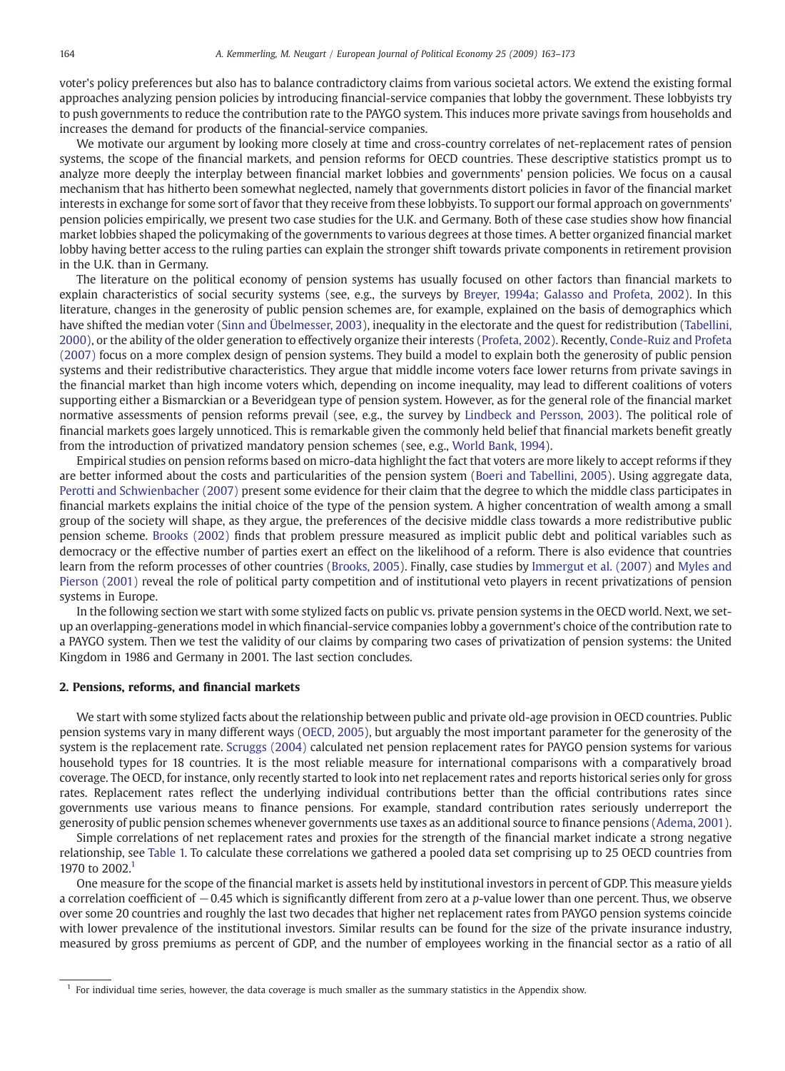voter's policy preferences but also has to balance contradictory claims from various societal actors. We extend the existing formal approaches analyzing pension policies by introducing financial-service companies that lobby the government. These lobbyists try to push governments to reduce the contribution rate to the PAYGO system. This induces more private savings from households and increases the demand for products of the financial-service companies.

We motivate our argument by looking more closely at time and cross-country correlates of net-replacement rates of pension systems, the scope of the financial markets, and pension reforms for OECD countries. These descriptive statistics prompt us to analyze more deeply the interplay between financial market lobbies and governments' pension policies. We focus on a causal mechanism that has hitherto been somewhat neglected, namely that governments distort policies in favor of the financial market interests in exchange for some sort of favor that they receive from these lobbyists. To support our formal approach on governments' pension policies empirically, we present two case studies for the U.K. and Germany. Both of these case studies show how financial market lobbies shaped the policymaking of the governments to various degrees at those times. A better organized financial market lobby having better access to the ruling parties can explain the stronger shift towards private components in retirement provision in the U.K. than in Germany.

The literature on the political economy of pension systems has usually focused on other factors than financial markets to explain characteristics of social security systems (see, e.g., the surveys by Breyer, 1994a; Galasso and Profeta, 2002). In this literature, changes in the generosity of public pension schemes are, for example, explained on the basis of demographics which have shifted the median voter (Sinn and Übelmesser, 2003), inequality in the electorate and the quest for redistribution (Tabellini, 2000), or the ability of the older generation to effectively organize their interests (Profeta, 2002). Recently, Conde-Ruiz and Profeta (2007) focus on a more complex design of pension systems. They build a model to explain both the generosity of public pension systems and their redistributive characteristics. They argue that middle income voters face lower returns from private savings in the financial market than high income voters which, depending on income inequality, may lead to different coalitions of voters supporting either a Bismarckian or a Beveridgean type of pension system. However, as for the general role of the financial market normative assessments of pension reforms prevail (see, e.g., the survey by Lindbeck and Persson, 2003). The political role of financial markets goes largely unnoticed. This is remarkable given the commonly held belief that financial markets benefit greatly from the introduction of privatized mandatory pension schemes (see, e.g., World Bank, 1994).

Empirical studies on pension reforms based on micro-data highlight the fact that voters are more likely to accept reforms if they are better informed about the costs and particularities of the pension system (Boeri and Tabellini, 2005). Using aggregate data, Perotti and Schwienbacher (2007) present some evidence for their claim that the degree to which the middle class participates in financial markets explains the initial choice of the type of the pension system. A higher concentration of wealth among a small group of the society will shape, as they argue, the preferences of the decisive middle class towards a more redistributive public pension scheme. Brooks (2002) finds that problem pressure measured as implicit public debt and political variables such as democracy or the effective number of parties exert an effect on the likelihood of a reform. There is also evidence that countries learn from the reform processes of other countries (Brooks, 2005). Finally, case studies by Immergut et al. (2007) and Myles and Pierson (2001) reveal the role of political party competition and of institutional veto players in recent privatizations of pension systems in Europe.

In the following section we start with some stylized facts on public vs. private pension systems in the OECD world. Next, we set-up an overlapping-generations model in which financial-service companies lobby a government's choice of the contribution rate to a PAYGO system. Then we test the validity of our claims by comparing two cases of privatization of pension systems: the United Kingdom in 1986 and Germany in 2001. The last section concludes.

## 2. Pensions, reforms, and financial markets

We start with some stylized facts about the relationship between public and private old-age provision in OECD countries. Public pension systems vary in many different ways (OECD, 2005), but arguably the most important parameter for the generosity of the system is the replacement rate. Scruggs (2004) calculated net pension replacement rates for PAYGO pension systems for various household types for 18 countries. It is the most reliable measure for international comparisons with a comparatively broad coverage. The OECD, for instance, only recently started to look into net replacement rates and reports historical series only for gross rates. Replacement rates reflect the underlying individual contributions better than the official contributions rates since governments use various means to finance pensions. For example, standard contribution rates seriously underreport the generosity of public pension schemes whenever governments use taxes as an additional source to finance pensions (Adema, 2001).

Simple correlations of net replacement rates and proxies for the strength of the financial market indicate a strong negative relationship, see Table 1. To calculate these correlations we gathered a pooled data set comprising up to 25 OECD countries from 1970 to 2002.[1]

One measure for the scope of the financial market is assets held by institutional investors in percent of GDP. This measure yields a correlation coefficient of −0.45 which is significantly different from zero at a *p*-value lower than one percent. Thus, we observe over some 20 countries and roughly the last two decades that higher net replacement rates from PAYGO pension systems coincide with lower prevalence of the institutional investors. Similar results can be found for the size of the private insurance industry, measured by gross premiums as percent of GDP, and the number of employees working in the financial sector as a ratio of all

[1] For individual time series, however, the data coverage is much smaller as the summary statistics in the Appendix show.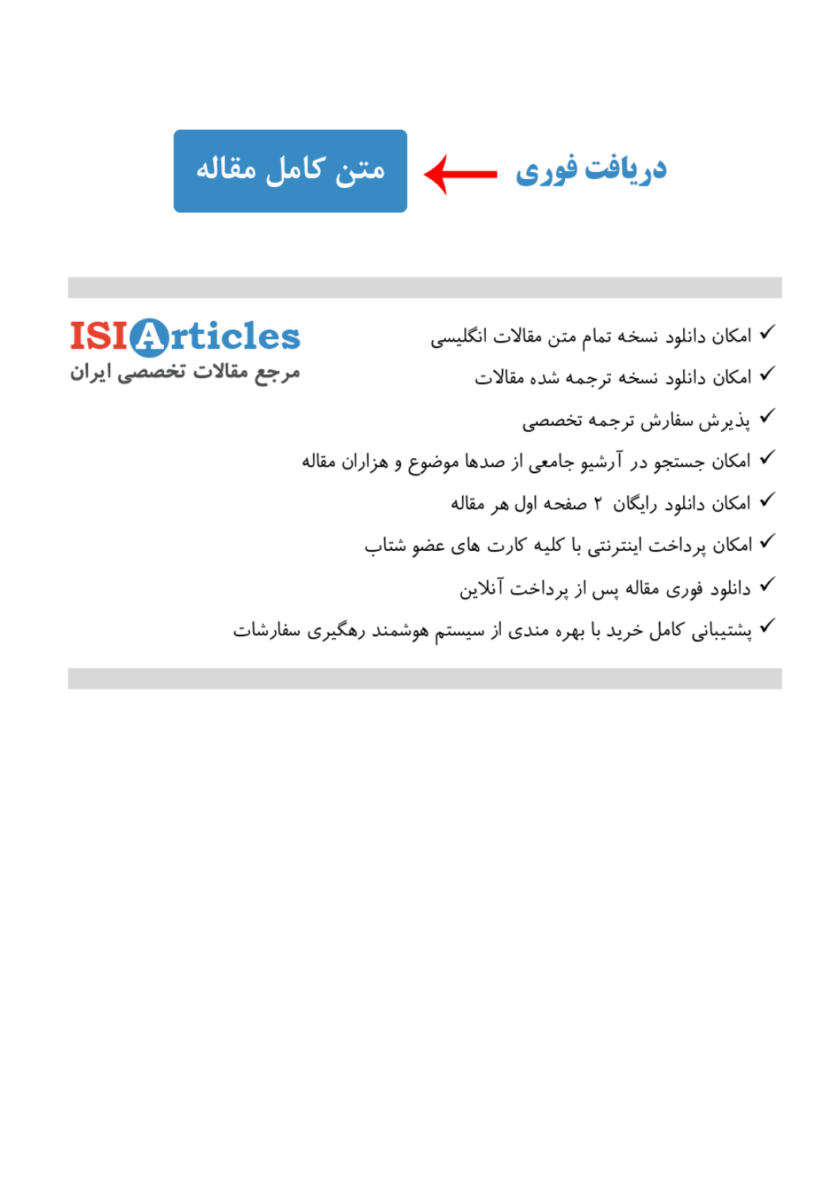دریافت فوری ← متن کامل مقاله

**ISIArticles**
مرجع مقالات تخصصی ایران

- ✓ امکان دانلود نسخه تمام متن مقالات انگلیسی
- ✓ امکان دانلود نسخه ترجمه شده مقالات
- ✓ پذیرش سفارش ترجمه تخصصی
- ✓ امکان جستجو در آرشیو جامعی از صدها موضوع و هزاران مقاله
- ✓ امکان دانلود رایگان ۲ صفحه اول هر مقاله
- ✓ امکان پرداخت اینترنتی با کلیه کارت های عضو شتاب
- ✓ دانلود فوری مقاله پس از پرداخت آنلاین
- ✓ پشتیبانی کامل خرید با بهره مندی از سیستم هوشمند رهگیری سفارشات